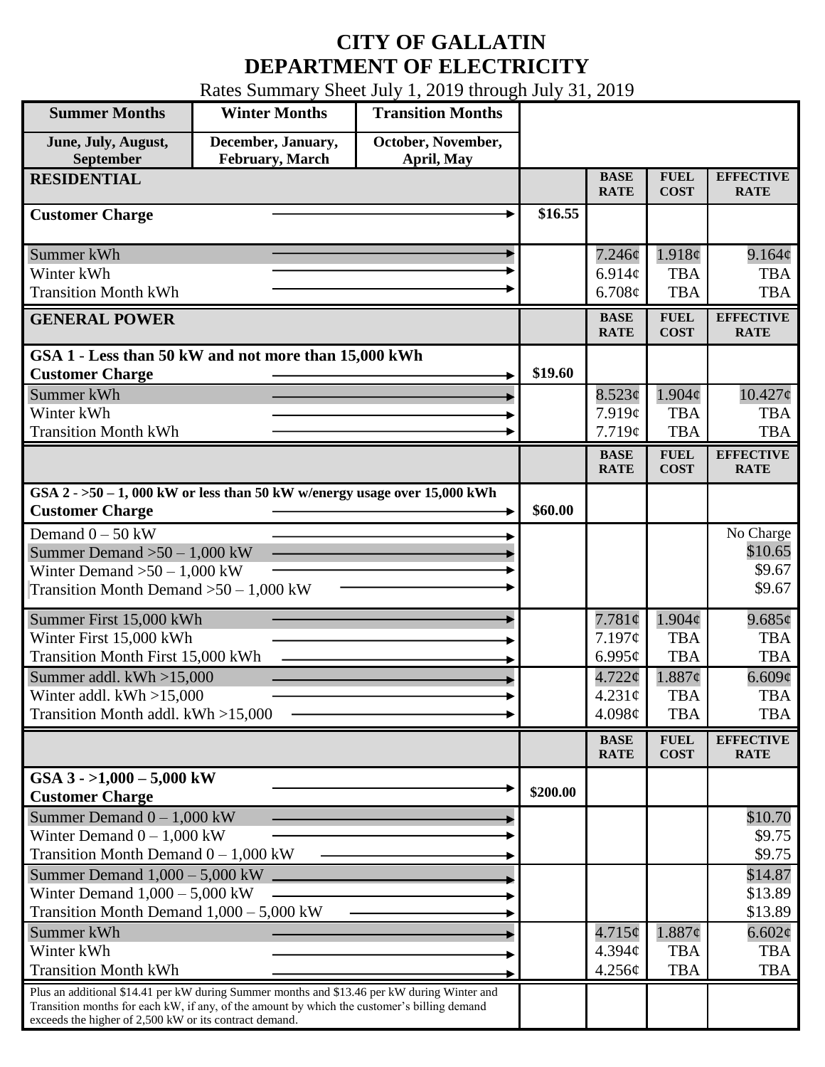# CITY OF GALLATIN
# DEPARTMENT OF ELECTRICITY

Rates Summary Sheet July 1, 2019 through July 31, 2019

| Summer Months | Winter Months | Transition Months |
|---|---|---|
| June, July, August, September | December, January, February, March | October, November, April, May |

| RESIDENTIAL | | BASE RATE | FUEL COST | EFFECTIVE RATE |
|---|---|---|---|---|
| **Customer Charge** | $16.55 | | | |
| Summer kWh | | 7.246¢ | 1.918¢ | 9.164¢ |
| Winter kWh | | 6.914¢ | TBA | TBA |
| Transition Month kWh | | 6.708¢ | TBA | TBA |

| GENERAL POWER | | BASE RATE | FUEL COST | EFFECTIVE RATE |
|---|---|---|---|---|
| **GSA 1 - Less than 50 kW and not more than 15,000 kWh** | | | | |
| **Customer Charge** | $19.60 | | | |
| Summer kWh | | 8.523¢ | 1.904¢ | 10.427¢ |
| Winter kWh | | 7.919¢ | TBA | TBA |
| Transition Month kWh | | 7.719¢ | TBA | TBA |

| | | BASE RATE | FUEL COST | EFFECTIVE RATE |
|---|---|---|---|---|
| **GSA 2 - >50 – 1, 000 kW or less than 50 kW w/energy usage over 15,000 kWh** | | | | |
| **Customer Charge** | $60.00 | | | |
| Demand 0 – 50 kW | | | | No Charge |
| Summer Demand >50 – 1,000 kW | | | | $10.65 |
| Winter Demand >50 – 1,000 kW | | | | $9.67 |
| Transition Month Demand >50 – 1,000 kW | | | | $9.67 |
| Summer First 15,000 kWh | | 7.781¢ | 1.904¢ | 9.685¢ |
| Winter First 15,000 kWh | | 7.197¢ | TBA | TBA |
| Transition Month First 15,000 kWh | | 6.995¢ | TBA | TBA |
| Summer addl. kWh >15,000 | | 4.722¢ | 1.887¢ | 6.609¢ |
| Winter addl. kWh >15,000 | | 4.231¢ | TBA | TBA |
| Transition Month addl. kWh >15,000 | | 4.098¢ | TBA | TBA |

| | | BASE RATE | FUEL COST | EFFECTIVE RATE |
|---|---|---|---|---|
| **GSA 3 - >1,000 – 5,000 kW** | | | | |
| **Customer Charge** | $200.00 | | | |
| Summer Demand 0 – 1,000 kW | | | | $10.70 |
| Winter Demand 0 – 1,000 kW | | | | $9.75 |
| Transition Month Demand 0 – 1,000 kW | | | | $9.75 |
| Summer Demand 1,000 – 5,000 kW | | | | $14.87 |
| Winter Demand 1,000 – 5,000 kW | | | | $13.89 |
| Transition Month Demand 1,000 – 5,000 kW | | | | $13.89 |
| Summer kWh | | 4.715¢ | 1.887¢ | 6.602¢ |
| Winter kWh | | 4.394¢ | TBA | TBA |
| Transition Month kWh | | 4.256¢ | TBA | TBA |
| Plus an additional $14.41 per kW during Summer months and $13.46 per kW during Winter and Transition months for each kW, if any, of the amount by which the customer's billing demand exceeds the higher of 2,500 kW or its contract demand. | | | | |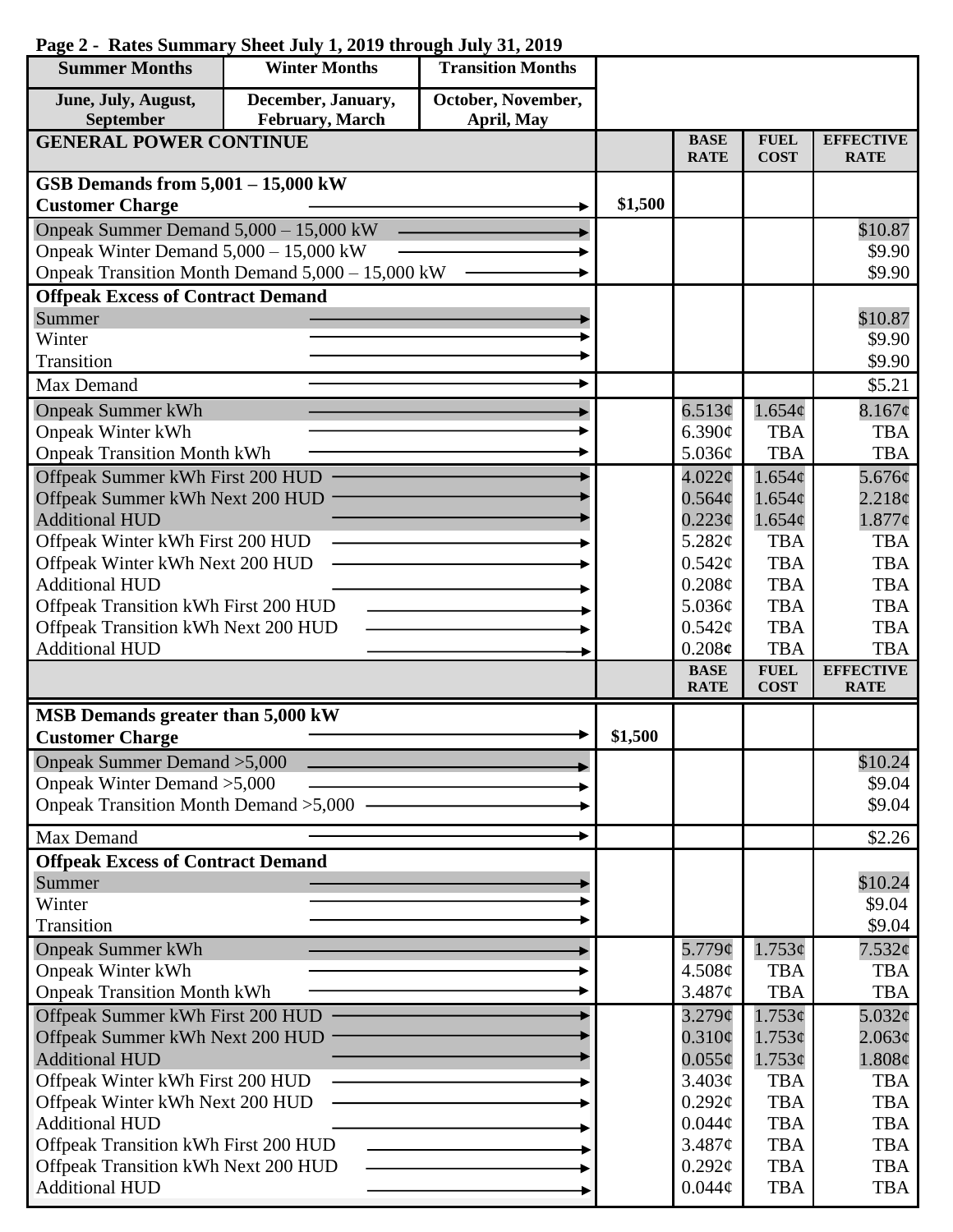**Page 2 - Rates Summary Sheet July 1, 2019 through July 31, 2019**

| Summer Months | Winter Months | Transition Months |
|---|---|---|
| June, July, August, September | December, January, February, March | October, November, April, May |

| GENERAL POWER CONTINUE | | BASE RATE | FUEL COST | EFFECTIVE RATE |
|---|---|---|---|---|
| **GSB Demands from 5,001 – 15,000 kW** | | | | |
| **Customer Charge** | $1,500 | | | |
| Onpeak Summer Demand 5,000 – 15,000 kW | | | | $10.87 |
| Onpeak Winter Demand 5,000 – 15,000 kW | | | | $9.90 |
| Onpeak Transition Month Demand 5,000 – 15,000 kW | | | | $9.90 |
| **Offpeak Excess of Contract Demand** | | | | |
| Summer | | | | $10.87 |
| Winter | | | | $9.90 |
| Transition | | | | $9.90 |
| Max Demand | | | | $5.21 |
| Onpeak Summer kWh | | 6.513¢ | 1.654¢ | 8.167¢ |
| Onpeak Winter kWh | | 6.390¢ | TBA | TBA |
| Onpeak Transition Month kWh | | 5.036¢ | TBA | TBA |
| Offpeak Summer kWh First 200 HUD | | 4.022¢ | 1.654¢ | 5.676¢ |
| Offpeak Summer kWh Next 200 HUD | | 0.564¢ | 1.654¢ | 2.218¢ |
| Additional HUD | | 0.223¢ | 1.654¢ | 1.877¢ |
| Offpeak Winter kWh First 200 HUD | | 5.282¢ | TBA | TBA |
| Offpeak Winter kWh Next 200 HUD | | 0.542¢ | TBA | TBA |
| Additional HUD | | 0.208¢ | TBA | TBA |
| Offpeak Transition kWh First 200 HUD | | 5.036¢ | TBA | TBA |
| Offpeak Transition kWh Next 200 HUD | | 0.542¢ | TBA | TBA |
| Additional HUD | | 0.208¢ | TBA | TBA |
| | | **BASE RATE** | **FUEL COST** | **EFFECTIVE RATE** |
| **MSB Demands greater than 5,000 kW** | | | | |
| **Customer Charge** | $1,500 | | | |
| Onpeak Summer Demand >5,000 | | | | $10.24 |
| Onpeak Winter Demand >5,000 | | | | $9.04 |
| Onpeak Transition Month Demand >5,000 | | | | $9.04 |
| Max Demand | | | | $2.26 |
| **Offpeak Excess of Contract Demand** | | | | |
| Summer | | | | $10.24 |
| Winter | | | | $9.04 |
| Transition | | | | $9.04 |
| Onpeak Summer kWh | | 5.779¢ | 1.753¢ | 7.532¢ |
| Onpeak Winter kWh | | 4.508¢ | TBA | TBA |
| Onpeak Transition Month kWh | | 3.487¢ | TBA | TBA |
| Offpeak Summer kWh First 200 HUD | | 3.279¢ | 1.753¢ | 5.032¢ |
| Offpeak Summer kWh Next 200 HUD | | 0.310¢ | 1.753¢ | 2.063¢ |
| Additional HUD | | 0.055¢ | 1.753¢ | 1.808¢ |
| Offpeak Winter kWh First 200 HUD | | 3.403¢ | TBA | TBA |
| Offpeak Winter kWh Next 200 HUD | | 0.292¢ | TBA | TBA |
| Additional HUD | | 0.044¢ | TBA | TBA |
| Offpeak Transition kWh First 200 HUD | | 3.487¢ | TBA | TBA |
| Offpeak Transition kWh Next 200 HUD | | 0.292¢ | TBA | TBA |
| Additional HUD | | 0.044¢ | TBA | TBA |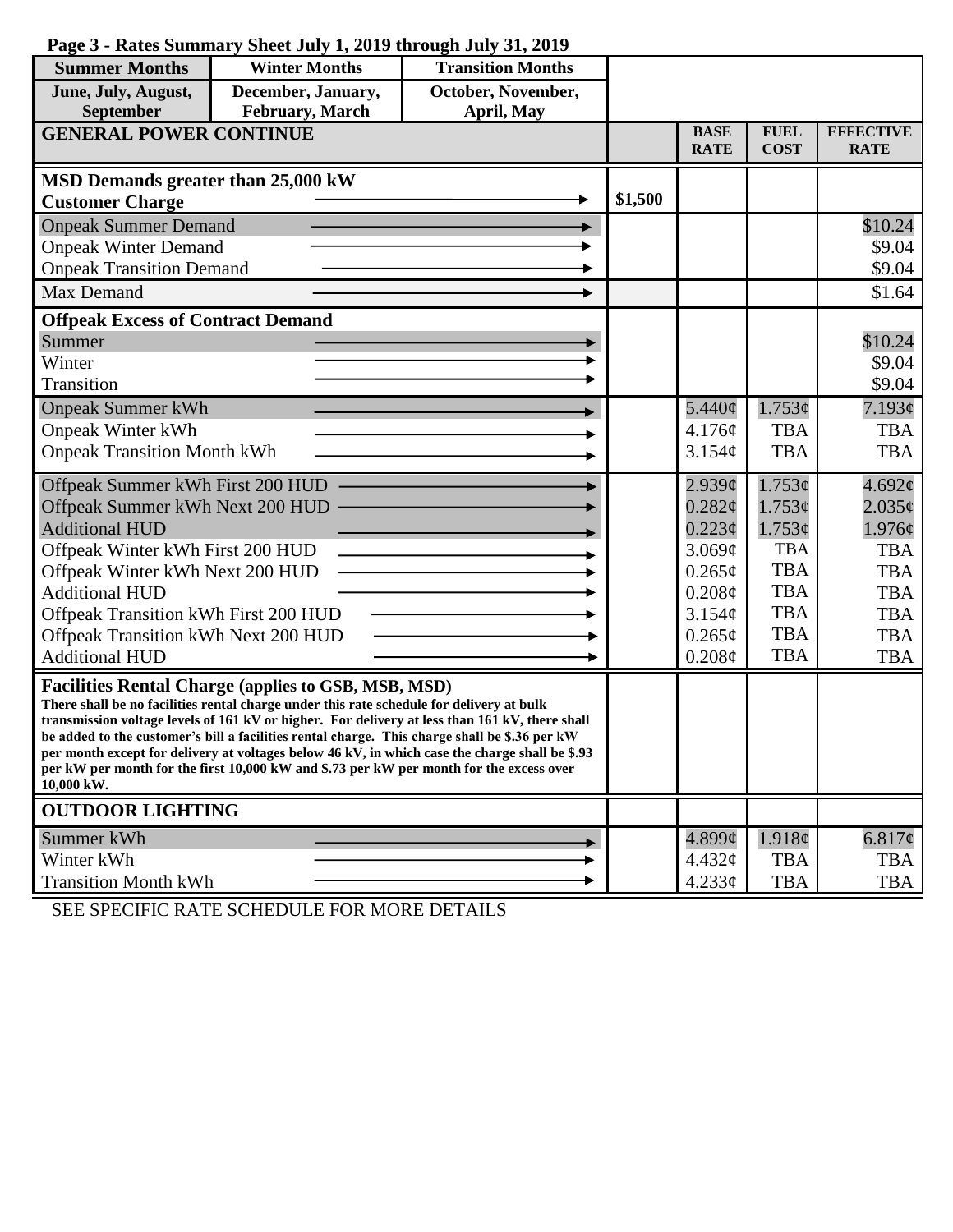**Page 3 - Rates Summary Sheet July 1, 2019 through July 31, 2019**

| Summer Months | Winter Months | Transition Months |
|---|---|---|
| June, July, August, September | December, January, February, March | October, November, April, May |

| GENERAL POWER CONTINUE | | BASE RATE | FUEL COST | EFFECTIVE RATE |
|---|---|---|---|---|
| **MSD Demands greater than 25,000 kW** | | | | |
| **Customer Charge** | $1,500 | | | |
| Onpeak Summer Demand | | | | $10.24 |
| Onpeak Winter Demand | | | | $9.04 |
| Onpeak Transition Demand | | | | $9.04 |
| Max Demand | | | | $1.64 |
| **Offpeak Excess of Contract Demand** | | | | |
| Summer | | | | $10.24 |
| Winter | | | | $9.04 |
| Transition | | | | $9.04 |
| Onpeak Summer kWh | | 5.440¢ | 1.753¢ | 7.193¢ |
| Onpeak Winter kWh | | 4.176¢ | TBA | TBA |
| Onpeak Transition Month kWh | | 3.154¢ | TBA | TBA |
| Offpeak Summer kWh First 200 HUD | | 2.939¢ | 1.753¢ | 4.692¢ |
| Offpeak Summer kWh Next 200 HUD | | 0.282¢ | 1.753¢ | 2.035¢ |
| Additional HUD | | 0.223¢ | 1.753¢ | 1.976¢ |
| Offpeak Winter kWh First 200 HUD | | 3.069¢ | TBA | TBA |
| Offpeak Winter kWh Next 200 HUD | | 0.265¢ | TBA | TBA |
| Additional HUD | | 0.208¢ | TBA | TBA |
| Offpeak Transition kWh First 200 HUD | | 3.154¢ | TBA | TBA |
| Offpeak Transition kWh Next 200 HUD | | 0.265¢ | TBA | TBA |
| Additional HUD | | 0.208¢ | TBA | TBA |
| **Facilities Rental Charge (applies to GSB, MSB, MSD)** There shall be no facilities rental charge under this rate schedule for delivery at bulk transmission voltage levels of 161 kV or higher. For delivery at less than 161 kV, there shall be added to the customer's bill a facilities rental charge. This charge shall be $.36 per kW per month except for delivery at voltages below 46 kV, in which case the charge shall be $.93 per kW per month for the first 10,000 kW and $.73 per kW per month for the excess over 10,000 kW. | | | | |
| **OUTDOOR LIGHTING** | | | | |
| Summer kWh | | 4.899¢ | 1.918¢ | 6.817¢ |
| Winter kWh | | 4.432¢ | TBA | TBA |
| Transition Month kWh | | 4.233¢ | TBA | TBA |

SEE SPECIFIC RATE SCHEDULE FOR MORE DETAILS